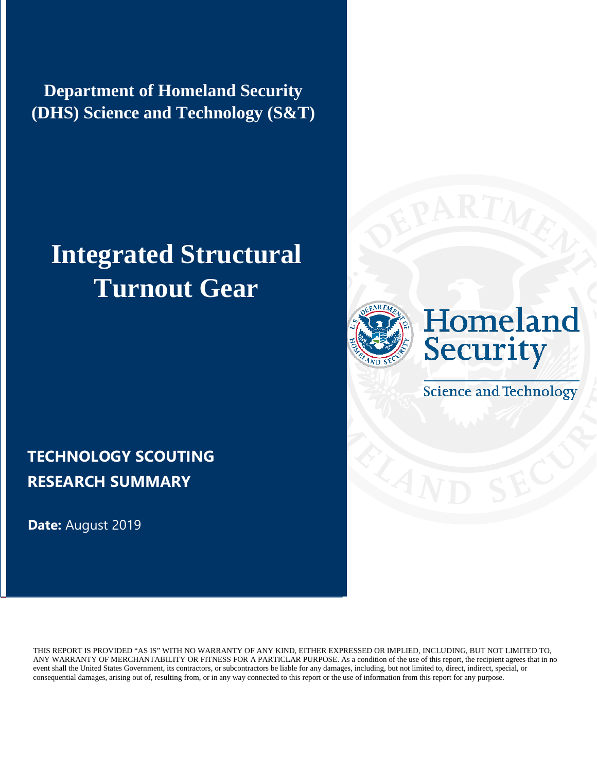**Department of Homeland Security (DHS) Science and Technology (S&T)**

# Integrated Structural Turnout Gear

Homeland Security

Science and Technology

## TECHNOLOGY SCOUTING RESEARCH SUMMARY

**Date:** August 2019

THIS REPORT IS PROVIDED "AS IS" WITH NO WARRANTY OF ANY KIND, EITHER EXPRESSED OR IMPLIED, INCLUDING, BUT NOT LIMITED TO, ANY WARRANTY OF MERCHANTABILITY OR FITNESS FOR A PARTICLAR PURPOSE. As a condition of the use of this report, the recipient agrees that in no event shall the United States Government, its contractors, or subcontractors be liable for any damages, including, but not limited to, direct, indirect, special, or consequential damages, arising out of, resulting from, or in any way connected to this report or the use of information from this report for any purpose.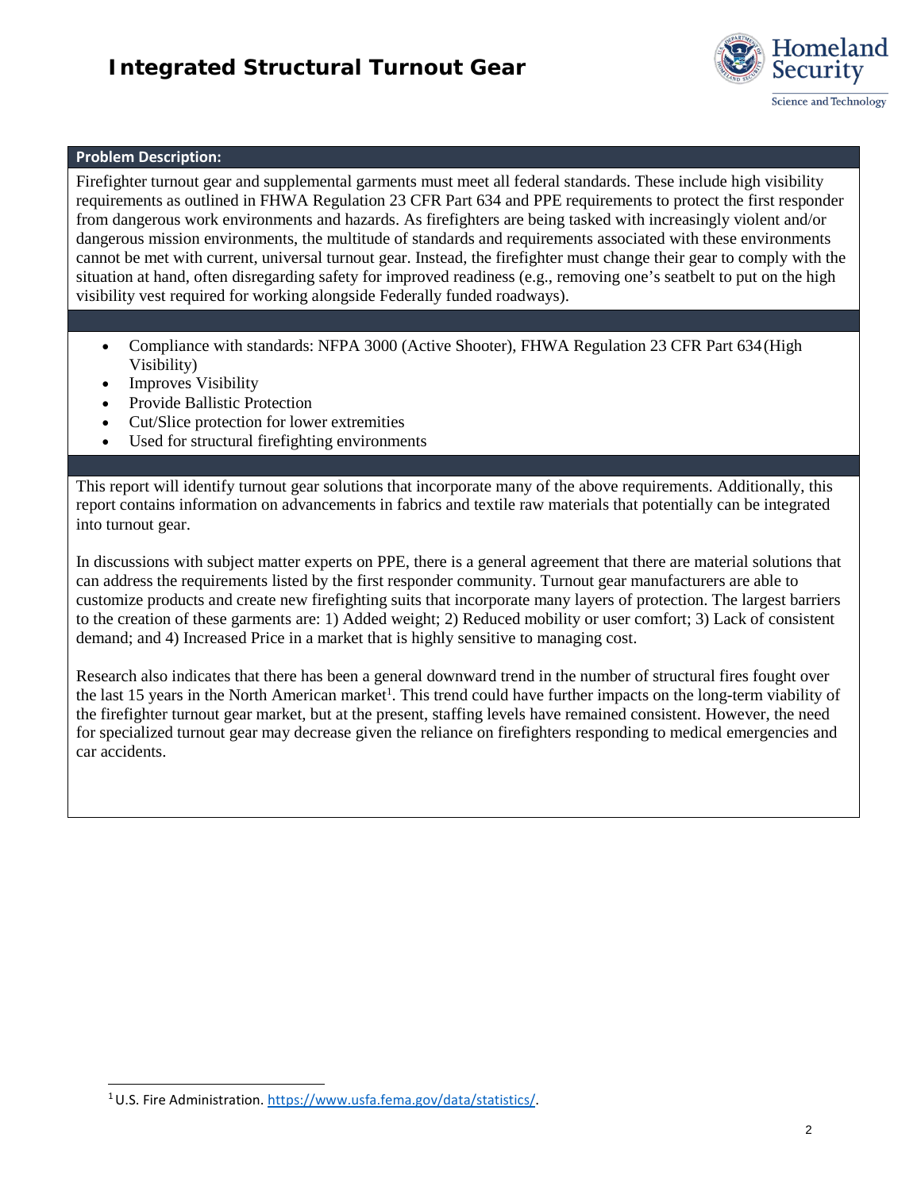# Integrated Structural Turnout Gear

**Problem Description:**

Firefighter turnout gear and supplemental garments must meet all federal standards. These include high visibility requirements as outlined in FHWA Regulation 23 CFR Part 634 and PPE requirements to protect the first responder from dangerous work environments and hazards. As firefighters are being tasked with increasingly violent and/or dangerous mission environments, the multitude of standards and requirements associated with these environments cannot be met with current, universal turnout gear. Instead, the firefighter must change their gear to comply with the situation at hand, often disregarding safety for improved readiness (e.g., removing one's seatbelt to put on the high visibility vest required for working alongside Federally funded roadways).

- Compliance with standards: NFPA 3000 (Active Shooter), FHWA Regulation 23 CFR Part 634 (High Visibility)
- Improves Visibility
- Provide Ballistic Protection
- Cut/Slice protection for lower extremities
- Used for structural firefighting environments

This report will identify turnout gear solutions that incorporate many of the above requirements. Additionally, this report contains information on advancements in fabrics and textile raw materials that potentially can be integrated into turnout gear.

In discussions with subject matter experts on PPE, there is a general agreement that there are material solutions that can address the requirements listed by the first responder community. Turnout gear manufacturers are able to customize products and create new firefighting suits that incorporate many layers of protection. The largest barriers to the creation of these garments are: 1) Added weight; 2) Reduced mobility or user comfort; 3) Lack of consistent demand; and 4) Increased Price in a market that is highly sensitive to managing cost.

Research also indicates that there has been a general downward trend in the number of structural fires fought over the last 15 years in the North American market[1]. This trend could have further impacts on the long-term viability of the firefighter turnout gear market, but at the present, staffing levels have remained consistent. However, the need for specialized turnout gear may decrease given the reliance on firefighters responding to medical emergencies and car accidents.

[1] U.S. Fire Administration. https://www.usfa.fema.gov/data/statistics/.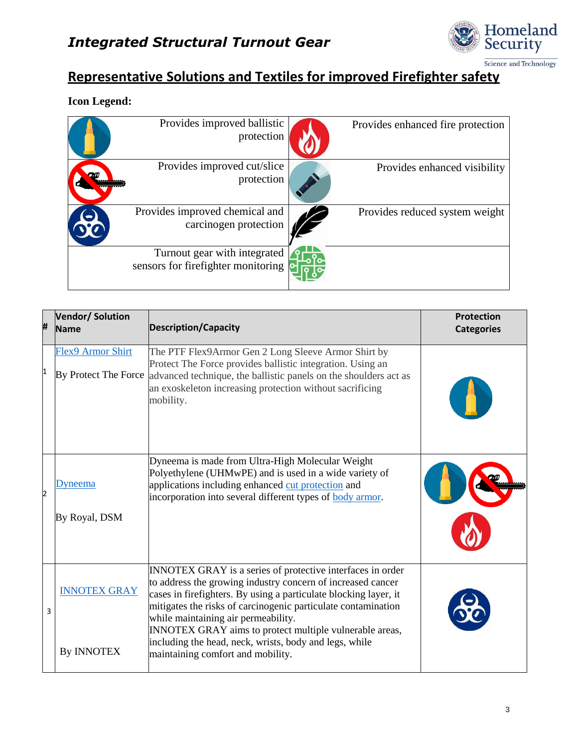# Integrated Structural Turnout Gear

## Representative Solutions and Textiles for improved Firefighter safety

**Icon Legend:**

| | | | |
|---|---|---|---|
| | Provides improved ballistic protection | | Provides enhanced fire protection |
| | Provides improved cut/slice protection | | Provides enhanced visibility |
| | Provides improved chemical and carcinogen protection | | Provides reduced system weight |
| | Turnout gear with integrated sensors for firefighter monitoring | | |

| # | Vendor/ Solution Name | Description/Capacity | Protection Categories |
|---|---|---|---|
| 1 | Flex9 Armor Shirt<br><br>By Protect The Force | The PTF Flex9Armor Gen 2 Long Sleeve Armor Shirt by Protect The Force provides ballistic integration. Using an advanced technique, the ballistic panels on the shoulders act as an exoskeleton increasing protection without sacrificing mobility. | Ballistic |
| 2 | Dyneema<br><br>By Royal, DSM | Dyneema is made from Ultra-High Molecular Weight Polyethylene (UHMwPE) and is used in a wide variety of applications including enhanced cut protection and incorporation into several different types of body armor. | Ballistic, Cut/slice, Fire |
| 3 | INNOTEX GRAY<br><br>By INNOTEX | INNOTEX GRAY is a series of protective interfaces in order to address the growing industry concern of increased cancer cases in firefighters. By using a particulate blocking layer, it mitigates the risks of carcinogenic particulate contamination while maintaining air permeability.<br>INNOTEX GRAY aims to protect multiple vulnerable areas, including the head, neck, wrists, body and legs, while maintaining comfort and mobility. | Chemical/carcinogen |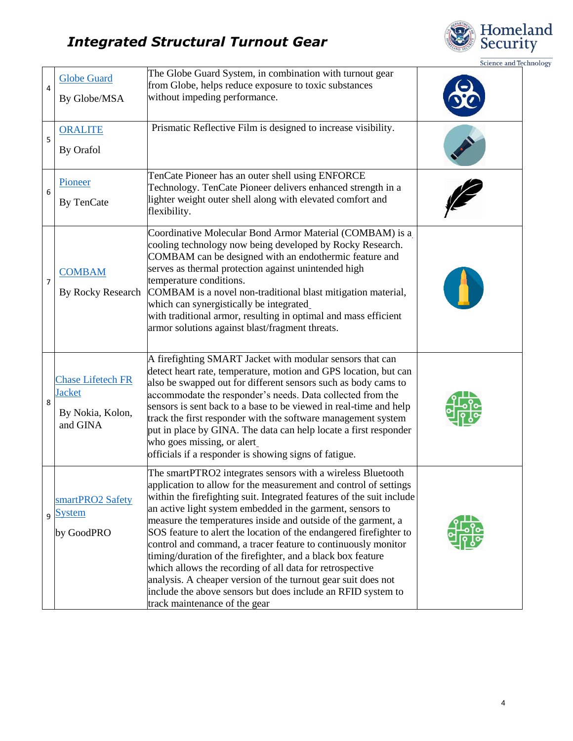# *Integrated Structural Turnout Gear*

| | | | |
|---|---|---|---|
| 4 | Globe Guard<br><br>By Globe/MSA | The Globe Guard System, in combination with turnout gear from Globe, helps reduce exposure to toxic substances without impeding performance. | |
| 5 | ORALITE<br><br>By Orafol | Prismatic Reflective Film is designed to increase visibility. | |
| 6 | Pioneer<br><br>By TenCate | TenCate Pioneer has an outer shell using ENFORCE Technology. TenCate Pioneer delivers enhanced strength in a lighter weight outer shell along with elevated comfort and flexibility. | |
| 7 | COMBAM<br><br>By Rocky Research | Coordinative Molecular Bond Armor Material (COMBAM) is a cooling technology now being developed by Rocky Research. COMBAM can be designed with an endothermic feature and serves as thermal protection against unintended high temperature conditions.<br>COMBAM is a novel non-traditional blast mitigation material, which can synergistically be integrated with traditional armor, resulting in optimal and mass efficient armor solutions against blast/fragment threats. | |
| 8 | Chase Lifetech FR Jacket<br><br>By Nokia, Kolon, and GINA | A firefighting SMART Jacket with modular sensors that can detect heart rate, temperature, motion and GPS location, but can also be swapped out for different sensors such as body cams to accommodate the responder's needs. Data collected from the sensors is sent back to a base to be viewed in real-time and help track the first responder with the software management system put in place by GINA. The data can help locate a first responder who goes missing, or alert officials if a responder is showing signs of fatigue. | |
| 9 | smartPRO2 Safety System<br><br>by GoodPRO | The smartPTRO2 integrates sensors with a wireless Bluetooth application to allow for the measurement and control of settings within the firefighting suit. Integrated features of the suit include an active light system embedded in the garment, sensors to measure the temperatures inside and outside of the garment, a SOS feature to alert the location of the endangered firefighter to control and command, a tracer feature to continuously monitor timing/duration of the firefighter, and a black box feature which allows the recording of all data for retrospective analysis. A cheaper version of the turnout gear suit does not include the above sensors but does include an RFID system to track maintenance of the gear | |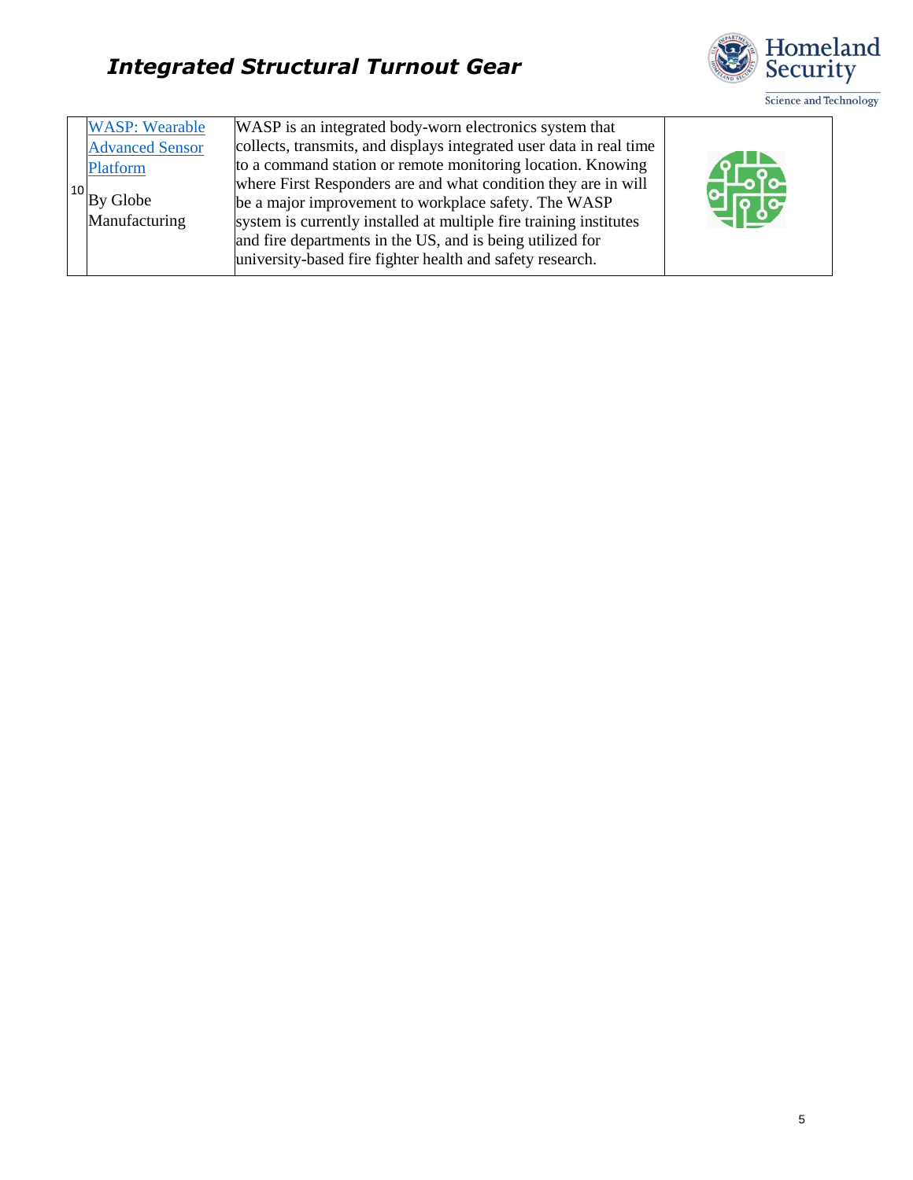| | | | |
|---|---|---|---|
| 10 | WASP: Wearable Advanced Sensor Platform<br><br>By Globe Manufacturing | WASP is an integrated body-worn electronics system that collects, transmits, and displays integrated user data in real time to a command station or remote monitoring location. Knowing where First Responders are and what condition they are in will be a major improvement to workplace safety. The WASP system is currently installed at multiple fire training institutes and fire departments in the US, and is being utilized for university-based fire fighter health and safety research. | |